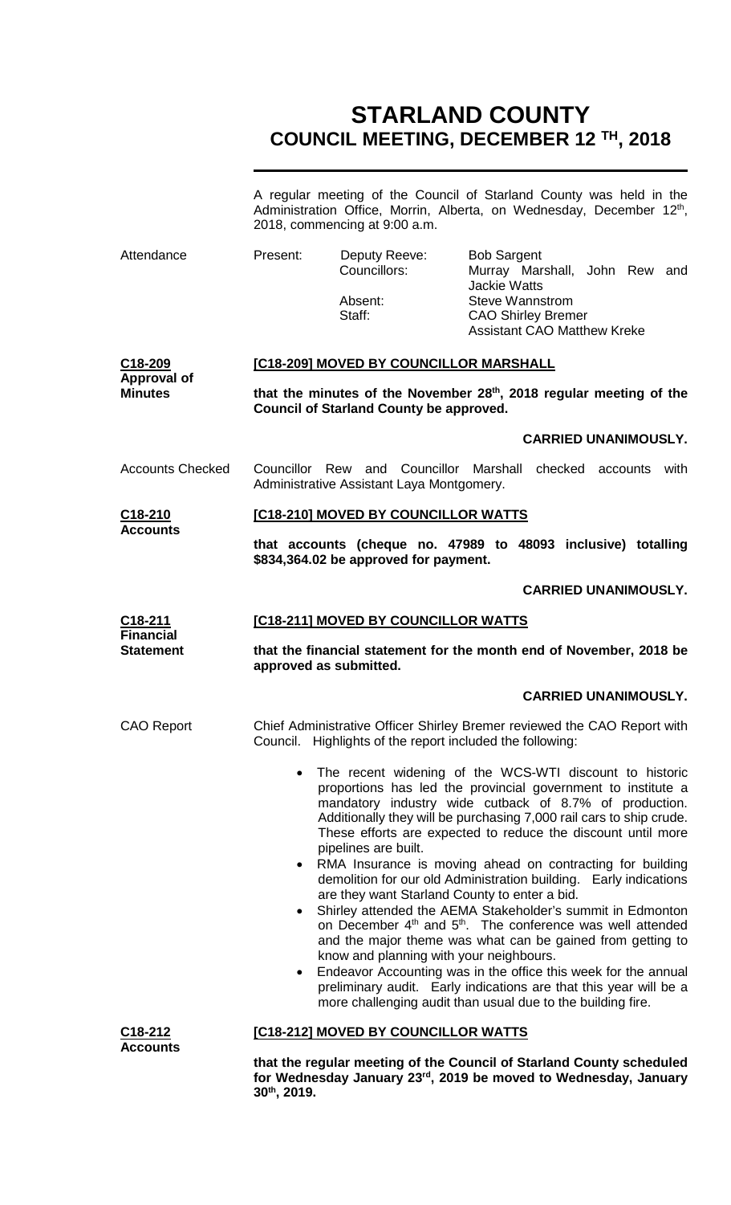# STARLAND COUNTY
## COUNCIL MEETING, DECEMBER 12 TH, 2018

A regular meeting of the Council of Starland County was held in the Administration Office, Morrin, Alberta, on Wednesday, December 12th, 2018, commencing at 9:00 a.m.

**Attendance**

Present:
- Deputy Reeve: Bob Sargent
- Councillors: Murray Marshall, John Rew and Jackie Watts

Absent: Steve Wannstrom

Staff:
- CAO Shirley Bremer
- Assistant CAO Matthew Kreke

**C18-209 Approval of Minutes**

**[C18-209] MOVED BY COUNCILLOR MARSHALL**

**that the minutes of the November 28th, 2018 regular meeting of the Council of Starland County be approved.**

**CARRIED UNANIMOUSLY.**

**Accounts Checked**

Councillor Rew and Councillor Marshall checked accounts with Administrative Assistant Laya Montgomery.

**C18-210 Accounts**

**[C18-210] MOVED BY COUNCILLOR WATTS**

**that accounts (cheque no. 47989 to 48093 inclusive) totalling $834,364.02 be approved for payment.**

**CARRIED UNANIMOUSLY.**

**C18-211 Financial Statement**

**[C18-211] MOVED BY COUNCILLOR WATTS**

**that the financial statement for the month end of November, 2018 be approved as submitted.**

**CARRIED UNANIMOUSLY.**

**CAO Report**

Chief Administrative Officer Shirley Bremer reviewed the CAO Report with Council. Highlights of the report included the following:

- The recent widening of the WCS-WTI discount to historic proportions has led the provincial government to institute a mandatory industry wide cutback of 8.7% of production. Additionally they will be purchasing 7,000 rail cars to ship crude. These efforts are expected to reduce the discount until more pipelines are built.
- RMA Insurance is moving ahead on contracting for building demolition for our old Administration building. Early indications are they want Starland County to enter a bid.
- Shirley attended the AEMA Stakeholder's summit in Edmonton on December 4th and 5th. The conference was well attended and the major theme was what can be gained from getting to know and planning with your neighbours.
- Endeavor Accounting was in the office this week for the annual preliminary audit. Early indications are that this year will be a more challenging audit than usual due to the building fire.

**C18-212 Accounts**

**[C18-212] MOVED BY COUNCILLOR WATTS**

**that the regular meeting of the Council of Starland County scheduled for Wednesday January 23rd, 2019 be moved to Wednesday, January 30th, 2019.**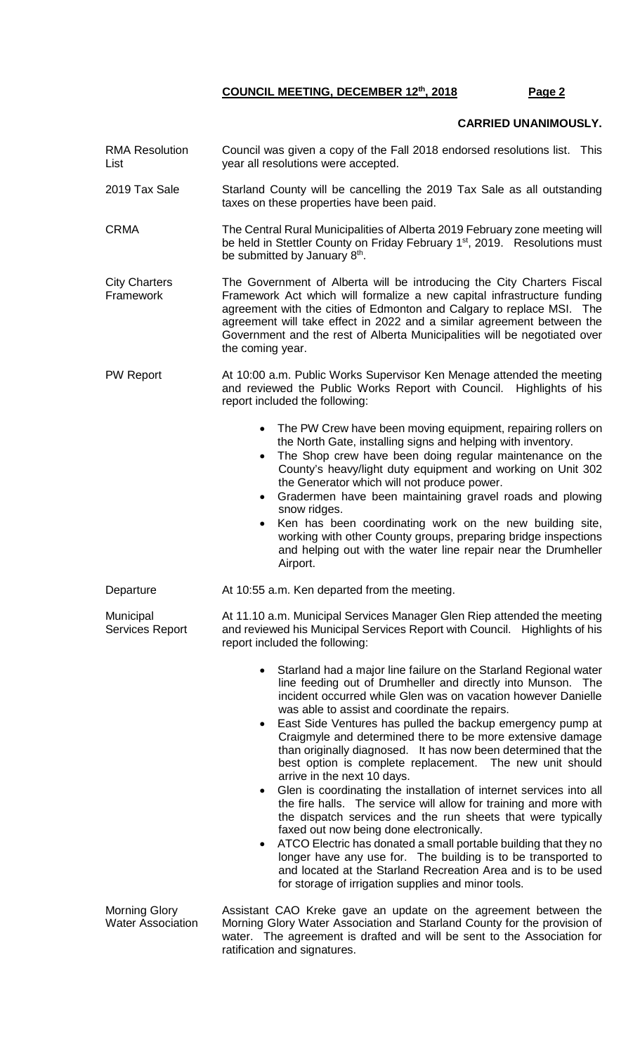**CARRIED UNANIMOUSLY.**

**RMA Resolution List** — Council was given a copy of the Fall 2018 endorsed resolutions list. This year all resolutions were accepted.

**2019 Tax Sale** — Starland County will be cancelling the 2019 Tax Sale as all outstanding taxes on these properties have been paid.

**CRMA** — The Central Rural Municipalities of Alberta 2019 February zone meeting will be held in Stettler County on Friday February 1st, 2019. Resolutions must be submitted by January 8th.

**City Charters Framework** — The Government of Alberta will be introducing the City Charters Fiscal Framework Act which will formalize a new capital infrastructure funding agreement with the cities of Edmonton and Calgary to replace MSI. The agreement will take effect in 2022 and a similar agreement between the Government and the rest of Alberta Municipalities will be negotiated over the coming year.

**PW Report** — At 10:00 a.m. Public Works Supervisor Ken Menage attended the meeting and reviewed the Public Works Report with Council. Highlights of his report included the following:

- The PW Crew have been moving equipment, repairing rollers on the North Gate, installing signs and helping with inventory.
- The Shop crew have been doing regular maintenance on the County's heavy/light duty equipment and working on Unit 302 the Generator which will not produce power.
- Gradermen have been maintaining gravel roads and plowing snow ridges.
- Ken has been coordinating work on the new building site, working with other County groups, preparing bridge inspections and helping out with the water line repair near the Drumheller Airport.

**Departure** — At 10:55 a.m. Ken departed from the meeting.

**Municipal Services Report** — At 11.10 a.m. Municipal Services Manager Glen Riep attended the meeting and reviewed his Municipal Services Report with Council. Highlights of his report included the following:

- Starland had a major line failure on the Starland Regional water line feeding out of Drumheller and directly into Munson. The incident occurred while Glen was on vacation however Danielle was able to assist and coordinate the repairs.
- East Side Ventures has pulled the backup emergency pump at Craigmyle and determined there to be more extensive damage than originally diagnosed. It has now been determined that the best option is complete replacement. The new unit should arrive in the next 10 days.
- Glen is coordinating the installation of internet services into all the fire halls. The service will allow for training and more with the dispatch services and the run sheets that were typically faxed out now being done electronically.
- ATCO Electric has donated a small portable building that they no longer have any use for. The building is to be transported to and located at the Starland Recreation Area and is to be used for storage of irrigation supplies and minor tools.

**Morning Glory Water Association** — Assistant CAO Kreke gave an update on the agreement between the Morning Glory Water Association and Starland County for the provision of water. The agreement is drafted and will be sent to the Association for ratification and signatures.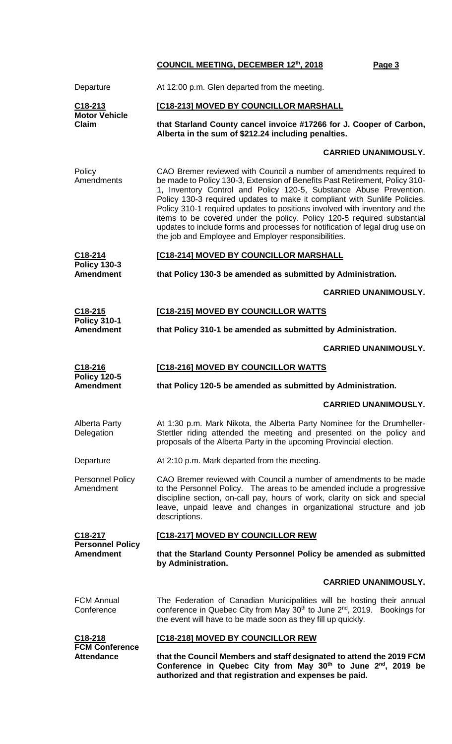Departure — At 12:00 p.m. Glen departed from the meeting.

**C18-213**
**Motor Vehicle Claim**

**[C18-213] MOVED BY COUNCILLOR MARSHALL**

**that Starland County cancel invoice #17266 for J. Cooper of Carbon, Alberta in the sum of $212.24 including penalties.**

**CARRIED UNANIMOUSLY.**

Policy Amendments — CAO Bremer reviewed with Council a number of amendments required to be made to Policy 130-3, Extension of Benefits Past Retirement, Policy 310-1, Inventory Control and Policy 120-5, Substance Abuse Prevention. Policy 130-3 required updates to make it compliant with Sunlife Policies. Policy 310-1 required updates to positions involved with inventory and the items to be covered under the policy. Policy 120-5 required substantial updates to include forms and processes for notification of legal drug use on the job and Employee and Employer responsibilities.

**C18-214**
**Policy 130-3 Amendment**

**[C18-214] MOVED BY COUNCILLOR MARSHALL**

**that Policy 130-3 be amended as submitted by Administration.**

**CARRIED UNANIMOUSLY.**

**C18-215**
**Policy 310-1 Amendment**

**[C18-215] MOVED BY COUNCILLOR WATTS**

**that Policy 310-1 be amended as submitted by Administration.**

**CARRIED UNANIMOUSLY.**

**C18-216**
**Policy 120-5 Amendment**

**[C18-216] MOVED BY COUNCILLOR WATTS**

**that Policy 120-5 be amended as submitted by Administration.**

**CARRIED UNANIMOUSLY.**

Alberta Party Delegation — At 1:30 p.m. Mark Nikota, the Alberta Party Nominee for the Drumheller-Stettler riding attended the meeting and presented on the policy and proposals of the Alberta Party in the upcoming Provincial election.

Departure — At 2:10 p.m. Mark departed from the meeting.

Personnel Policy Amendment — CAO Bremer reviewed with Council a number of amendments to be made to the Personnel Policy. The areas to be amended include a progressive discipline section, on-call pay, hours of work, clarity on sick and special leave, unpaid leave and changes in organizational structure and job descriptions.

**C18-217**
**Personnel Policy Amendment**

**[C18-217] MOVED BY COUNCILLOR REW**

**that the Starland County Personnel Policy be amended as submitted by Administration.**

**CARRIED UNANIMOUSLY.**

FCM Annual Conference — The Federation of Canadian Municipalities will be hosting their annual conference in Quebec City from May 30th to June 2nd, 2019. Bookings for the event will have to be made soon as they fill up quickly.

**C18-218**
**FCM Conference Attendance**

**[C18-218] MOVED BY COUNCILLOR REW**

**that the Council Members and staff designated to attend the 2019 FCM Conference in Quebec City from May 30th to June 2nd, 2019 be authorized and that registration and expenses be paid.**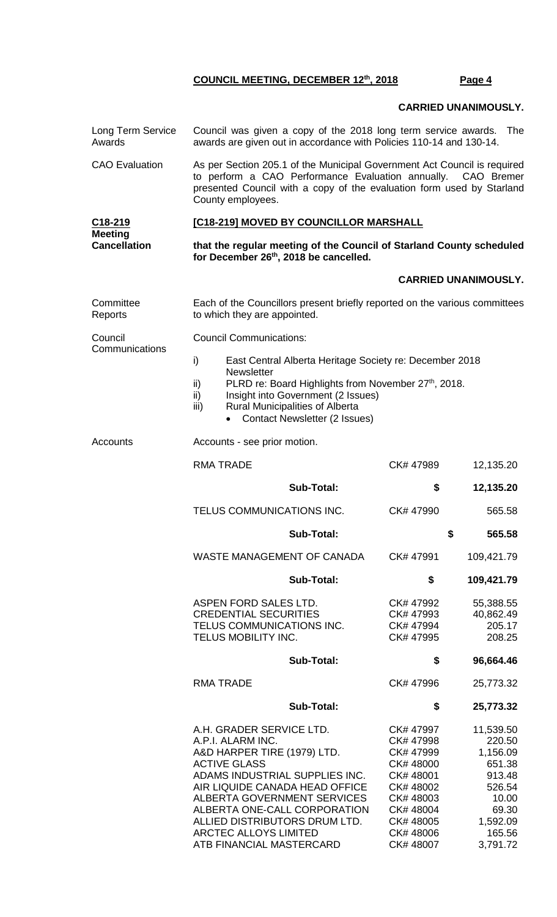**CARRIED UNANIMOUSLY.**

Long Term Service Awards

Council was given a copy of the 2018 long term service awards. The awards are given out in accordance with Policies 110-14 and 130-14.

CAO Evaluation

As per Section 205.1 of the Municipal Government Act Council is required to perform a CAO Performance Evaluation annually. CAO Bremer presented Council with a copy of the evaluation form used by Starland County employees.

**C18-219 Meeting Cancellation**

**[C18-219] MOVED BY COUNCILLOR MARSHALL**

**that the regular meeting of the Council of Starland County scheduled for December 26th, 2018 be cancelled.**

**CARRIED UNANIMOUSLY.**

Committee Reports

Each of the Councillors present briefly reported on the various committees to which they are appointed.

Council Communications

Council Communications:

i) East Central Alberta Heritage Society re: December 2018 Newsletter
ii) PLRD re: Board Highlights from November 27th, 2018.
ii) Insight into Government (2 Issues)
iii) Rural Municipalities of Alberta
   - Contact Newsletter (2 Issues)

Accounts

Accounts - see prior motion.

| | | |
|---|---|---|
| RMA TRADE | CK# 47989 | 12,135.20 |
| **Sub-Total:** | **$** | **12,135.20** |
| TELUS COMMUNICATIONS INC. | CK# 47990 | 565.58 |
| **Sub-Total:** | **$** | **565.58** |
| WASTE MANAGEMENT OF CANADA | CK# 47991 | 109,421.79 |
| **Sub-Total:** | **$** | **109,421.79** |
| ASPEN FORD SALES LTD. | CK# 47992 | 55,388.55 |
| CREDENTIAL SECURITIES | CK# 47993 | 40,862.49 |
| TELUS COMMUNICATIONS INC. | CK# 47994 | 205.17 |
| TELUS MOBILITY INC. | CK# 47995 | 208.25 |
| **Sub-Total:** | **$** | **96,664.46** |
| RMA TRADE | CK# 47996 | 25,773.32 |
| **Sub-Total:** | **$** | **25,773.32** |
| A.H. GRADER SERVICE LTD. | CK# 47997 | 11,539.50 |
| A.P.I. ALARM INC. | CK# 47998 | 220.50 |
| A&D HARPER TIRE (1979) LTD. | CK# 47999 | 1,156.09 |
| ACTIVE GLASS | CK# 48000 | 651.38 |
| ADAMS INDUSTRIAL SUPPLIES INC. | CK# 48001 | 913.48 |
| AIR LIQUIDE CANADA HEAD OFFICE | CK# 48002 | 526.54 |
| ALBERTA GOVERNMENT SERVICES | CK# 48003 | 10.00 |
| ALBERTA ONE-CALL CORPORATION | CK# 48004 | 69.30 |
| ALLIED DISTRIBUTORS DRUM LTD. | CK# 48005 | 1,592.09 |
| ARCTEC ALLOYS LIMITED | CK# 48006 | 165.56 |
| ATB FINANCIAL MASTERCARD | CK# 48007 | 3,791.72 |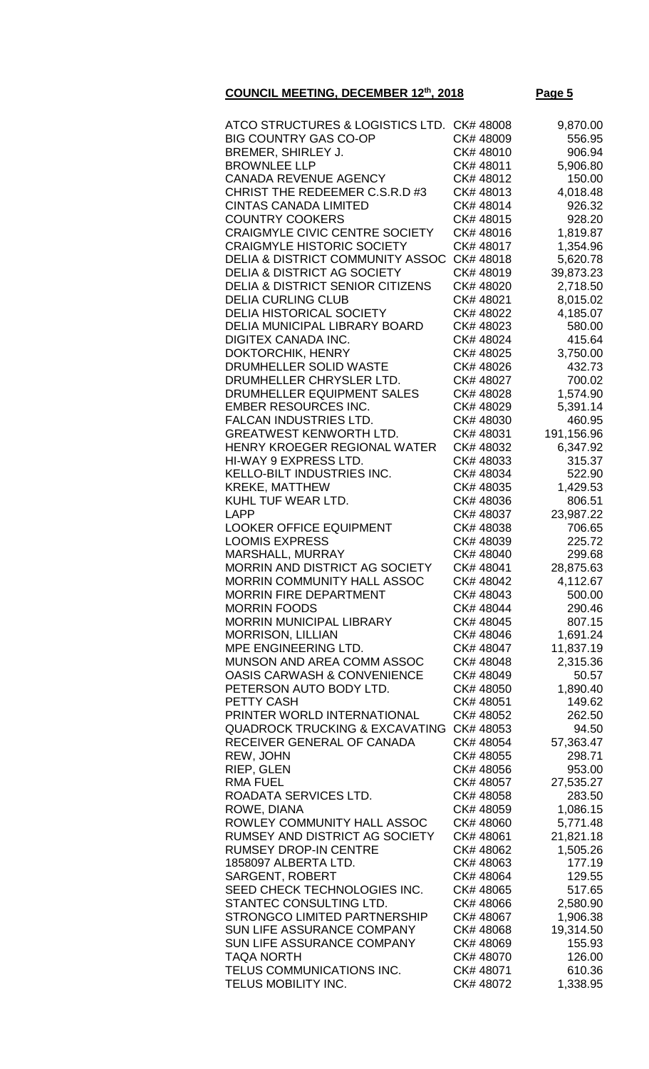**COUNCIL MEETING, DECEMBER 12th, 2018**

| | | |
|---|---|---|
| ATCO STRUCTURES & LOGISTICS LTD. | CK# 48008 | 9,870.00 |
| BIG COUNTRY GAS CO-OP | CK# 48009 | 556.95 |
| BREMER, SHIRLEY J. | CK# 48010 | 906.94 |
| BROWNLEE LLP | CK# 48011 | 5,906.80 |
| CANADA REVENUE AGENCY | CK# 48012 | 150.00 |
| CHRIST THE REDEEMER C.S.R.D #3 | CK# 48013 | 4,018.48 |
| CINTAS CANADA LIMITED | CK# 48014 | 926.32 |
| COUNTRY COOKERS | CK# 48015 | 928.20 |
| CRAIGMYLE CIVIC CENTRE SOCIETY | CK# 48016 | 1,819.87 |
| CRAIGMYLE HISTORIC SOCIETY | CK# 48017 | 1,354.96 |
| DELIA & DISTRICT COMMUNITY ASSOC | CK# 48018 | 5,620.78 |
| DELIA & DISTRICT AG SOCIETY | CK# 48019 | 39,873.23 |
| DELIA & DISTRICT SENIOR CITIZENS | CK# 48020 | 2,718.50 |
| DELIA CURLING CLUB | CK# 48021 | 8,015.02 |
| DELIA HISTORICAL SOCIETY | CK# 48022 | 4,185.07 |
| DELIA MUNICIPAL LIBRARY BOARD | CK# 48023 | 580.00 |
| DIGITEX CANADA INC. | CK# 48024 | 415.64 |
| DOKTORCHIK, HENRY | CK# 48025 | 3,750.00 |
| DRUMHELLER SOLID WASTE | CK# 48026 | 432.73 |
| DRUMHELLER CHRYSLER LTD. | CK# 48027 | 700.02 |
| DRUMHELLER EQUIPMENT SALES | CK# 48028 | 1,574.90 |
| EMBER RESOURCES INC. | CK# 48029 | 5,391.14 |
| FALCAN INDUSTRIES LTD. | CK# 48030 | 460.95 |
| GREATWEST KENWORTH LTD. | CK# 48031 | 191,156.96 |
| HENRY KROEGER REGIONAL WATER | CK# 48032 | 6,347.92 |
| HI-WAY 9 EXPRESS LTD. | CK# 48033 | 315.37 |
| KELLO-BILT INDUSTRIES INC. | CK# 48034 | 522.90 |
| KREKE, MATTHEW | CK# 48035 | 1,429.53 |
| KUHL TUF WEAR LTD. | CK# 48036 | 806.51 |
| LAPP | CK# 48037 | 23,987.22 |
| LOOKER OFFICE EQUIPMENT | CK# 48038 | 706.65 |
| LOOMIS EXPRESS | CK# 48039 | 225.72 |
| MARSHALL, MURRAY | CK# 48040 | 299.68 |
| MORRIN AND DISTRICT AG SOCIETY | CK# 48041 | 28,875.63 |
| MORRIN COMMUNITY HALL ASSOC | CK# 48042 | 4,112.67 |
| MORRIN FIRE DEPARTMENT | CK# 48043 | 500.00 |
| MORRIN FOODS | CK# 48044 | 290.46 |
| MORRIN MUNICIPAL LIBRARY | CK# 48045 | 807.15 |
| MORRISON, LILLIAN | CK# 48046 | 1,691.24 |
| MPE ENGINEERING LTD. | CK# 48047 | 11,837.19 |
| MUNSON AND AREA COMM ASSOC | CK# 48048 | 2,315.36 |
| OASIS CARWASH & CONVENIENCE | CK# 48049 | 50.57 |
| PETERSON AUTO BODY LTD. | CK# 48050 | 1,890.40 |
| PETTY CASH | CK# 48051 | 149.62 |
| PRINTER WORLD INTERNATIONAL | CK# 48052 | 262.50 |
| QUADROCK TRUCKING & EXCAVATING | CK# 48053 | 94.50 |
| RECEIVER GENERAL OF CANADA | CK# 48054 | 57,363.47 |
| REW, JOHN | CK# 48055 | 298.71 |
| RIEP, GLEN | CK# 48056 | 953.00 |
| RMA FUEL | CK# 48057 | 27,535.27 |
| ROADATA SERVICES LTD. | CK# 48058 | 283.50 |
| ROWE, DIANA | CK# 48059 | 1,086.15 |
| ROWLEY COMMUNITY HALL ASSOC | CK# 48060 | 5,771.48 |
| RUMSEY AND DISTRICT AG SOCIETY | CK# 48061 | 21,821.18 |
| RUMSEY DROP-IN CENTRE | CK# 48062 | 1,505.26 |
| 1858097 ALBERTA LTD. | CK# 48063 | 177.19 |
| SARGENT, ROBERT | CK# 48064 | 129.55 |
| SEED CHECK TECHNOLOGIES INC. | CK# 48065 | 517.65 |
| STANTEC CONSULTING LTD. | CK# 48066 | 2,580.90 |
| STRONGCO LIMITED PARTNERSHIP | CK# 48067 | 1,906.38 |
| SUN LIFE ASSURANCE COMPANY | CK# 48068 | 19,314.50 |
| SUN LIFE ASSURANCE COMPANY | CK# 48069 | 155.93 |
| TAQA NORTH | CK# 48070 | 126.00 |
| TELUS COMMUNICATIONS INC. | CK# 48071 | 610.36 |
| TELUS MOBILITY INC. | CK# 48072 | 1,338.95 |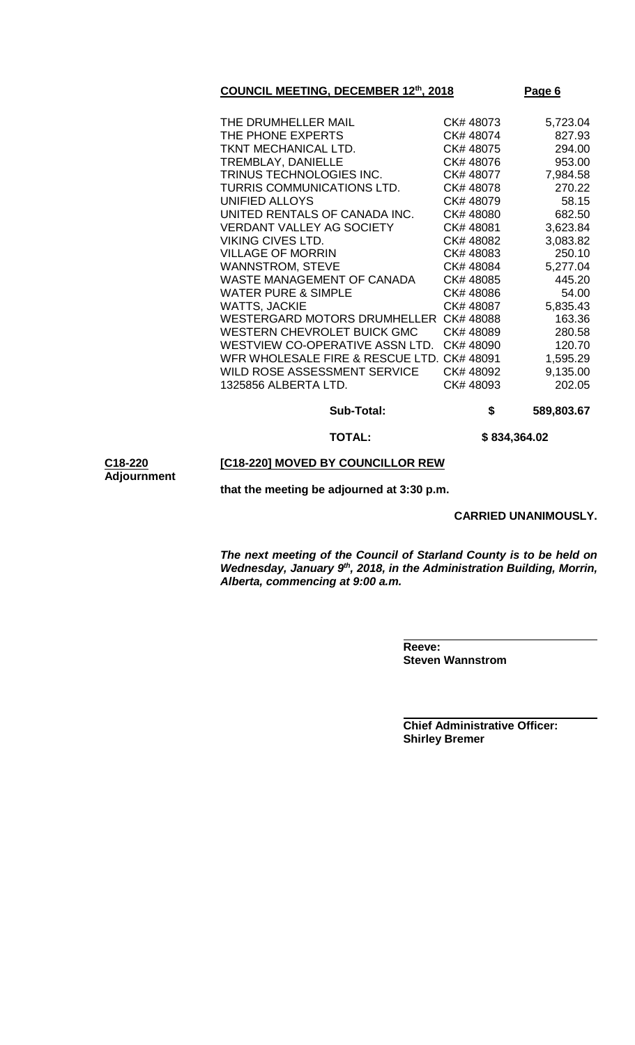**COUNCIL MEETING, DECEMBER 12th, 2018**

| | | |
|---|---|---|
| THE DRUMHELLER MAIL | CK# 48073 | 5,723.04 |
| THE PHONE EXPERTS | CK# 48074 | 827.93 |
| TKNT MECHANICAL LTD. | CK# 48075 | 294.00 |
| TREMBLAY, DANIELLE | CK# 48076 | 953.00 |
| TRINUS TECHNOLOGIES INC. | CK# 48077 | 7,984.58 |
| TURRIS COMMUNICATIONS LTD. | CK# 48078 | 270.22 |
| UNIFIED ALLOYS | CK# 48079 | 58.15 |
| UNITED RENTALS OF CANADA INC. | CK# 48080 | 682.50 |
| VERDANT VALLEY AG SOCIETY | CK# 48081 | 3,623.84 |
| VIKING CIVES LTD. | CK# 48082 | 3,083.82 |
| VILLAGE OF MORRIN | CK# 48083 | 250.10 |
| WANNSTROM, STEVE | CK# 48084 | 5,277.04 |
| WASTE MANAGEMENT OF CANADA | CK# 48085 | 445.20 |
| WATER PURE & SIMPLE | CK# 48086 | 54.00 |
| WATTS, JACKIE | CK# 48087 | 5,835.43 |
| WESTERGARD MOTORS DRUMHELLER | CK# 48088 | 163.36 |
| WESTERN CHEVROLET BUICK GMC | CK# 48089 | 280.58 |
| WESTVIEW CO-OPERATIVE ASSN LTD. | CK# 48090 | 120.70 |
| WFR WHOLESALE FIRE & RESCUE LTD. | CK# 48091 | 1,595.29 |
| WILD ROSE ASSESSMENT SERVICE | CK# 48092 | 9,135.00 |
| 1325856 ALBERTA LTD. | CK# 48093 | 202.05 |
| **Sub-Total:** | **$** | **589,803.67** |
| **TOTAL:** | | **$ 834,364.02** |

**C18-220**
**Adjournment**

**[C18-220] MOVED BY COUNCILLOR REW**

**that the meeting be adjourned at 3:30 p.m.**

**CARRIED UNANIMOUSLY.**

***The next meeting of the Council of Starland County is to be held on Wednesday, January 9th, 2018, in the Administration Building, Morrin, Alberta, commencing at 9:00 a.m.***

**Reeve:**
**Steven Wannstrom**

**Chief Administrative Officer:**
**Shirley Bremer**